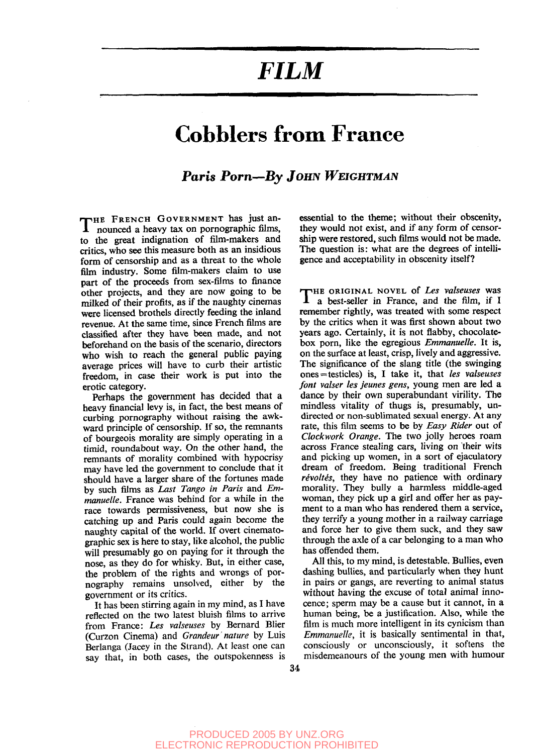# FILM

## Cobblers from France

### *Paris Porn—By* JOHN WEIGHTMAN

THE FRENCH GOVERNMENT has just announced a heavy tax on pornographic films, to the great indignation of film-makers and critics, who see this measure both as an insidious form of censorship and as a threat to the whole film industry. Some film-makers claim to use part of the proceeds from sex-films to finance other projects, and they are now going to be milked of their profits, as if the naughty cinemas were licensed brothels directly feeding the inland revenue. At the same time, since French films are classified after they have been made, and not beforehand on the basis of the scenario, directors who wish to reach the general public paying average prices will have to curb their artistic freedom, in case their work is put into the erotic category.

Perhaps the government has decided that a heavy financial levy is, in fact, the best means of curbing pornography without raising the awkward principle of censorship. If so, the remnants of bourgeois morality are simply operating in a timid, roundabout way. On the other hand, the remnants of morality combined with hypocrisy may have led the government to conclude that it should have a larger share of the fortunes made by such films as *Last Tango in Paris* and *Emmanuelle*. France was behind for a while in the race towards permissiveness, but now she is catching up and Paris could again become the naughty capital of the world. If overt cinematographic sex is here to stay, like alcohol, the public will presumably go on paying for it through the nose, as they do for whisky. But, in either case, the problem of the rights and wrongs of pornography remains unsolved, either by the government or its critics.

It has been stirring again in my mind, as I have reflected on the two latest bluish films to arrive from France: *Les valseuses* by Bernard Blier (Curzon Cinema) and *Grandeur nature* by Luis Berlanga (Jacey in the Strand). At least one can say that, in both cases, the outspokenness is essential to the theme; without their obscenity, they would not exist, and if any form of censorship were restored, such films would not be made. The question is: what are the degrees of intelligence and acceptability in obscenity itself?

THE ORIGINAL NOVEL of *Les valseuses* was a best-seller in France, and the film, if I remember rightly, was treated with some respect by the critics when it was first shown about two years ago. Certainly, it is not flabby, chocolate-box porn, like the egregious *Emmanuelle*. It is, on the surface at least, crisp, lively and aggressive. The significance of the slang title (the swinging ones = testicles) is, I take it, that *les valseuses font valser les jeunes gens*, young men are led a dance by their own superabundant virility. The mindless vitality of thugs is, presumably, undirected or non-sublimated sexual energy. At any rate, this film seems to be by *Easy Rider* out of *Clockwork Orange*. The two jolly heroes roam across France stealing cars, living on their wits and picking up women, in a sort of ejaculatory dream of freedom. Being traditional French *révoltés*, they have no patience with ordinary morality. They bully a harmless middle-aged woman, they pick up a girl and offer her as payment to a man who has rendered them a service, they terrify a young mother in a railway carriage and force her to give them suck, and they saw through the axle of a car belonging to a man who has offended them.

All this, to my mind, is detestable. Bullies, even dashing bullies, and particularly when they hunt in pairs or gangs, are reverting to animal status without having the excuse of total animal innocence; sperm may be a cause but it cannot, in a human being, be a justification. Also, while the film is much more intelligent in its cynicism than *Emmanuelle*, it is basically sentimental in that, consciously or unconsciously, it softens the misdemeanours of the young men with humour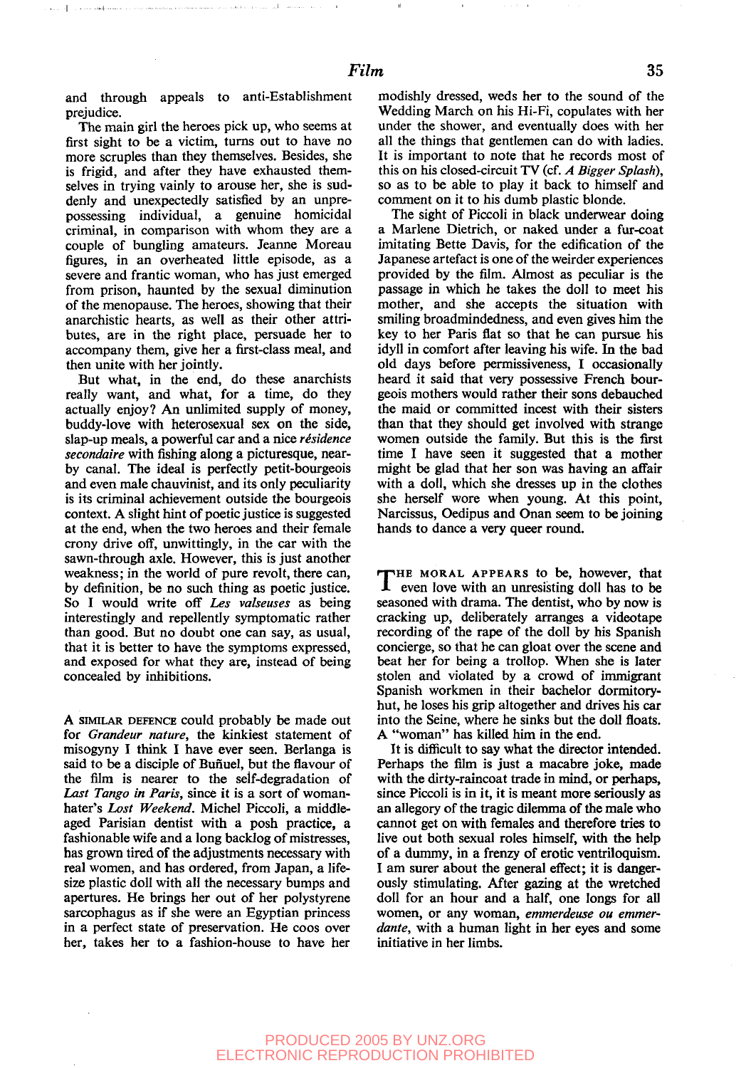and through appeals to anti-Establishment prejudice.

The main girl the heroes pick up, who seems at first sight to be a victim, turns out to have no more scruples than they themselves. Besides, she is frigid, and after they have exhausted themselves in trying vainly to arouse her, she is suddenly and unexpectedly satisfied by an unprepossessing individual, a genuine homicidal criminal, in comparison with whom they are a couple of bungling amateurs. Jeanne Moreau figures, in an overheated little episode, as a severe and frantic woman, who has just emerged from prison, haunted by the sexual diminution of the menopause. The heroes, showing that their anarchistic hearts, as well as their other attributes, are in the right place, persuade her to accompany them, give her a first-class meal, and then unite with her jointly.

But what, in the end, do these anarchists really want, and what, for a time, do they actually enjoy? An unlimited supply of money, buddy-love with heterosexual sex on the side, slap-up meals, a powerful car and a nice *résidence secondaire* with fishing along a picturesque, nearby canal. The ideal is perfectly petit-bourgeois and even male chauvinist, and its only peculiarity is its criminal achievement outside the bourgeois context. A slight hint of poetic justice is suggested at the end, when the two heroes and their female crony drive off, unwittingly, in the car with the sawn-through axle. However, this is just another weakness; in the world of pure revolt, there can, by definition, be no such thing as poetic justice. So I would write off *Les valseuses* as being interestingly and repellently symptomatic rather than good. But no doubt one can say, as usual, that it is better to have the symptoms expressed, and exposed for what they are, instead of being concealed by inhibitions.

A SIMILAR DEFENCE could probably be made out for *Grandeur nature*, the kinkiest statement of misogyny I think I have ever seen. Berlanga is said to be a disciple of Buñuel, but the flavour of the film is nearer to the self-degradation of *Last Tango in Paris*, since it is a sort of woman-hater's *Lost Weekend*. Michel Piccoli, a middle-aged Parisian dentist with a posh practice, a fashionable wife and a long backlog of mistresses, has grown tired of the adjustments necessary with real women, and has ordered, from Japan, a life-size plastic doll with all the necessary bumps and apertures. He brings her out of her polystyrene sarcophagus as if she were an Egyptian princess in a perfect state of preservation. He coos over her, takes her to a fashion-house to have her modishly dressed, weds her to the sound of the Wedding March on his Hi-Fi, copulates with her under the shower, and eventually does with her all the things that gentlemen can do with ladies. It is important to note that he records most of this on his closed-circuit TV (cf. *A Bigger Splash*), so as to be able to play it back to himself and comment on it to his dumb plastic blonde.

The sight of Piccoli in black underwear doing a Marlene Dietrich, or naked under a fur-coat imitating Bette Davis, for the edification of the Japanese artefact is one of the weirder experiences provided by the film. Almost as peculiar is the passage in which he takes the doll to meet his mother, and she accepts the situation with smiling broadmindedness, and even gives him the key to her Paris flat so that he can pursue his idyll in comfort after leaving his wife. In the bad old days before permissiveness, I occasionally heard it said that very possessive French bourgeois mothers would rather their sons debauched the maid or committed incest with their sisters than that they should get involved with strange women outside the family. But this is the first time I have seen it suggested that a mother might be glad that her son was having an affair with a doll, which she dresses up in the clothes she herself wore when young. At this point, Narcissus, Oedipus and Onan seem to be joining hands to dance a very queer round.

THE MORAL APPEARS to be, however, that even love with an unresisting doll has to be seasoned with drama. The dentist, who by now is cracking up, deliberately arranges a videotape recording of the rape of the doll by his Spanish concierge, so that he can gloat over the scene and beat her for being a trollop. When she is later stolen and violated by a crowd of immigrant Spanish workmen in their bachelor dormitory-hut, he loses his grip altogether and drives his car into the Seine, where he sinks but the doll floats. A "woman" has killed him in the end.

It is difficult to say what the director intended. Perhaps the film is just a macabre joke, made with the dirty-raincoat trade in mind, or perhaps, since Piccoli is in it, it is meant more seriously as an allegory of the tragic dilemma of the male who cannot get on with females and therefore tries to live out both sexual roles himself, with the help of a dummy, in a frenzy of erotic ventriloquism. I am surer about the general effect; it is dangerously stimulating. After gazing at the wretched doll for an hour and a half, one longs for all women, or any woman, *emmerdeuse ou emmerdante*, with a human light in her eyes and some initiative in her limbs.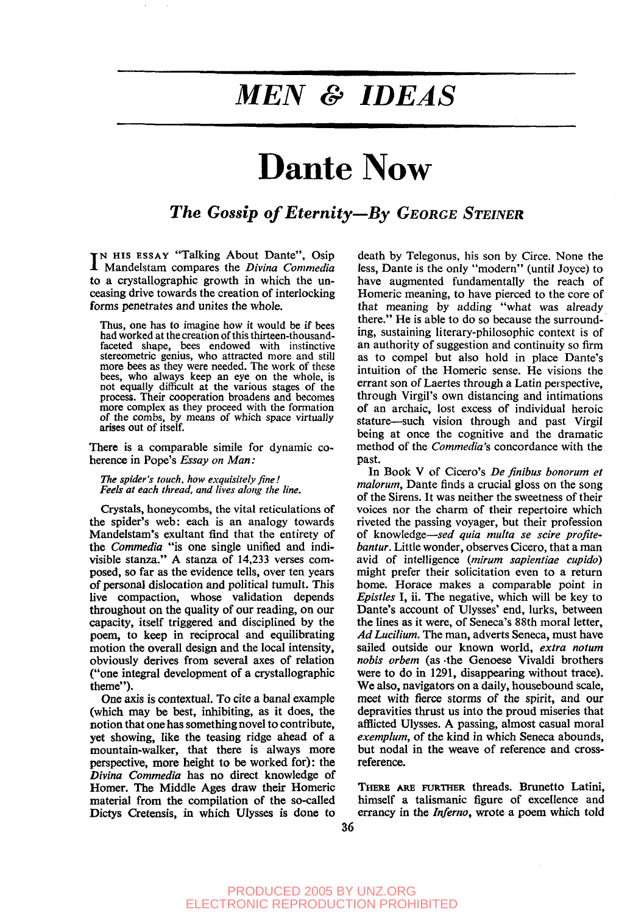# MEN & IDEAS

# Dante Now

## *The Gossip of Eternity*—By GEORGE STEINER

IN HIS ESSAY "Talking About Dante", Osip Mandelstam compares the *Divina Commedia* to a crystallographic growth in which the unceasing drive towards the creation of interlocking forms penetrates and unites the whole.

> Thus, one has to imagine how it would be if bees had worked at the creation of this thirteen-thousand-faceted shape, bees endowed with instinctive stereometric genius, who attracted more and still more bees as they were needed. The work of these bees, who always keep an eye on the whole, is not equally difficult at the various stages of the process. Their cooperation broadens and becomes more complex as they proceed with the formation of the combs, by means of which space virtually arises out of itself.

There is a comparable simile for dynamic coherence in Pope's *Essay on Man:*

> *The spider's touch, how exquisitely fine!*
> *Feels at each thread, and lives along the line.*

Crystals, honeycombs, the vital reticulations of the spider's web: each is an analogy towards Mandelstam's exultant find that the entirety of the *Commedia* "is one single unified and indivisible stanza." A stanza of 14,233 verses composed, so far as the evidence tells, over ten years of personal dislocation and political tumult. This live compaction, whose validation depends throughout on the quality of our reading, on our capacity, itself triggered and disciplined by the poem, to keep in reciprocal and equilibrating motion the overall design and the local intensity, obviously derives from several axes of relation ("one integral development of a crystallographic theme").

One axis is contextual. To cite a banal example (which may be best, inhibiting, as it does, the notion that one has something novel to contribute, yet showing, like the teasing ridge ahead of a mountain-walker, that there is always more perspective, more height to be worked for): the *Divina Commedia* has no direct knowledge of Homer. The Middle Ages draw their Homeric material from the compilation of the so-called Dictys Cretensis, in which Ulysses is done to death by Telegonus, his son by Circe. None the less, Dante is the only "modern" (until Joyce) to have augmented fundamentally the reach of Homeric meaning, to have pierced to the core of that meaning by adding "what was already there." He is able to do so because the surrounding, sustaining literary-philosophic context is of an authority of suggestion and continuity so firm as to compel but also hold in place Dante's intuition of the Homeric sense. He visions the errant son of Laertes through a Latin perspective, through Virgil's own distancing and intimations of an archaic, lost excess of individual heroic stature—such vision through and past Virgil being at once the cognitive and the dramatic method of the *Commedia*'s concordance with the past.

In Book V of Cicero's *De finibus bonorum et malorum*, Dante finds a crucial gloss on the song of the Sirens. It was neither the sweetness of their voices nor the charm of their repertoire which riveted the passing voyager, but their profession of knowledge—*sed quia multa se scire profitebantur*. Little wonder, observes Cicero, that a man avid of intelligence (*mirum sapientiae cupido*) might prefer their solicitation even to a return home. Horace makes a comparable point in *Epistles* I, ii. The negative, which will be key to Dante's account of Ulysses' end, lurks, between the lines as it were, of Seneca's 88th moral letter, *Ad Lucilium*. The man, adverts Seneca, must have sailed outside our known world, *extra notum nobis orbem* (as the Genoese Vivaldi brothers were to do in 1291, disappearing without trace). We also, navigators on a daily, housebound scale, meet with fierce storms of the spirit, and our depravities thrust us into the proud miseries that afflicted Ulysses. A passing, almost casual moral *exemplum*, of the kind in which Seneca abounds, but nodal in the weave of reference and cross-reference.

THERE ARE FURTHER threads. Brunetto Latini, himself a talismanic figure of excellence and errancy in the *Inferno*, wrote a poem which told